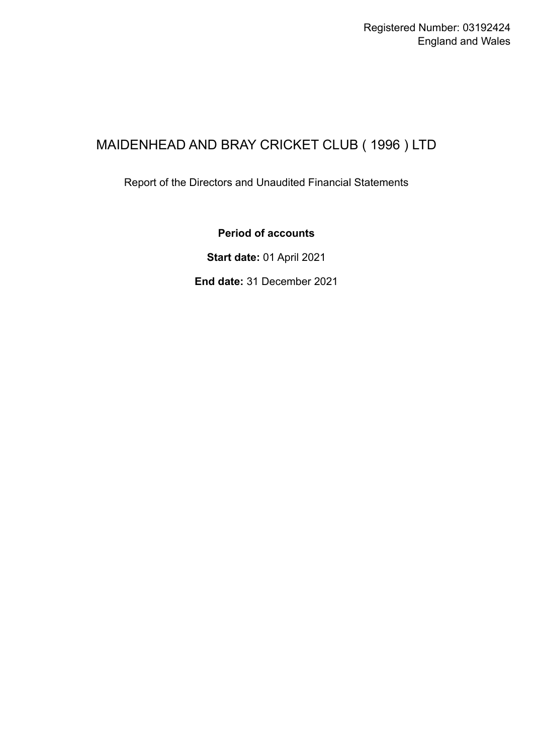Registered Number: 03192424
England and Wales

# MAIDENHEAD AND BRAY CRICKET CLUB ( 1996 ) LTD

Report of the Directors and Unaudited Financial Statements

**Period of accounts**

**Start date:** 01 April 2021

**End date:** 31 December 2021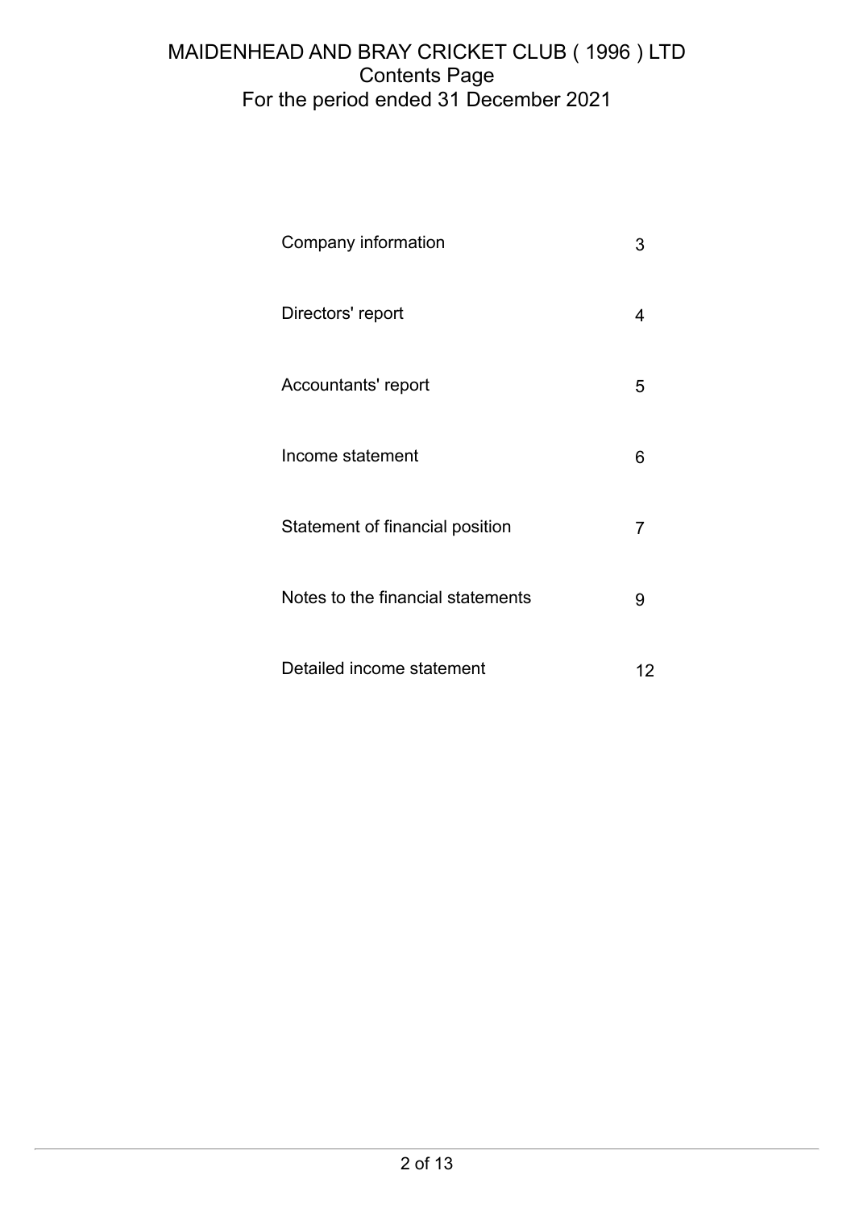# MAIDENHEAD AND BRAY CRICKET CLUB ( 1996 ) LTD
## Contents Page
## For the period ended 31 December 2021

| | |
|---|---|
| Company information | 3 |
| Directors' report | 4 |
| Accountants' report | 5 |
| Income statement | 6 |
| Statement of financial position | 7 |
| Notes to the financial statements | 9 |
| Detailed income statement | 12 |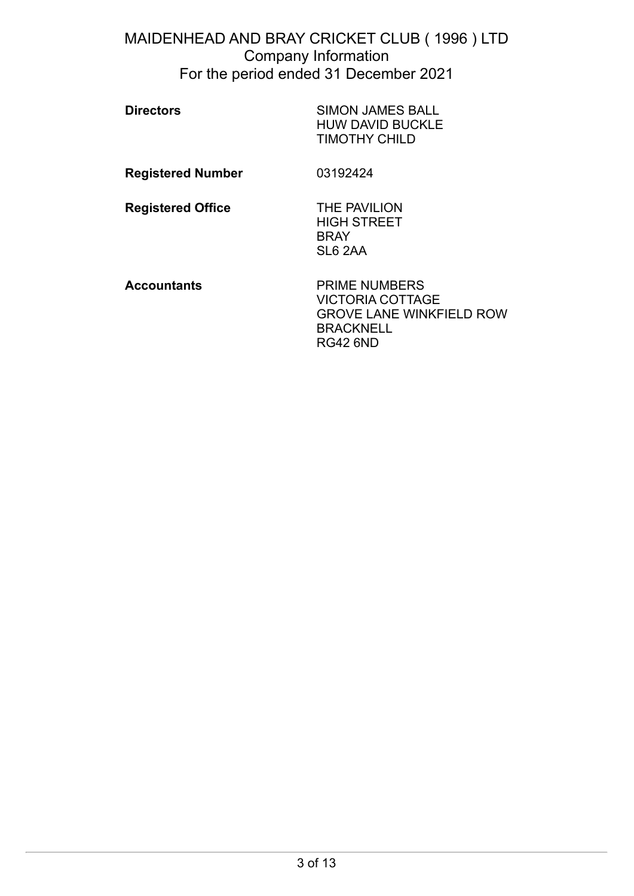# MAIDENHEAD AND BRAY CRICKET CLUB ( 1996 ) LTD
## Company Information
## For the period ended 31 December 2021

| | |
|---|---|
| **Directors** | SIMON JAMES BALL<br>HUW DAVID BUCKLE<br>TIMOTHY CHILD |
| **Registered Number** | 03192424 |
| **Registered Office** | THE PAVILION<br>HIGH STREET<br>BRAY<br>SL6 2AA |
| **Accountants** | PRIME NUMBERS<br>VICTORIA COTTAGE<br>GROVE LANE WINKFIELD ROW<br>BRACKNELL<br>RG42 6ND |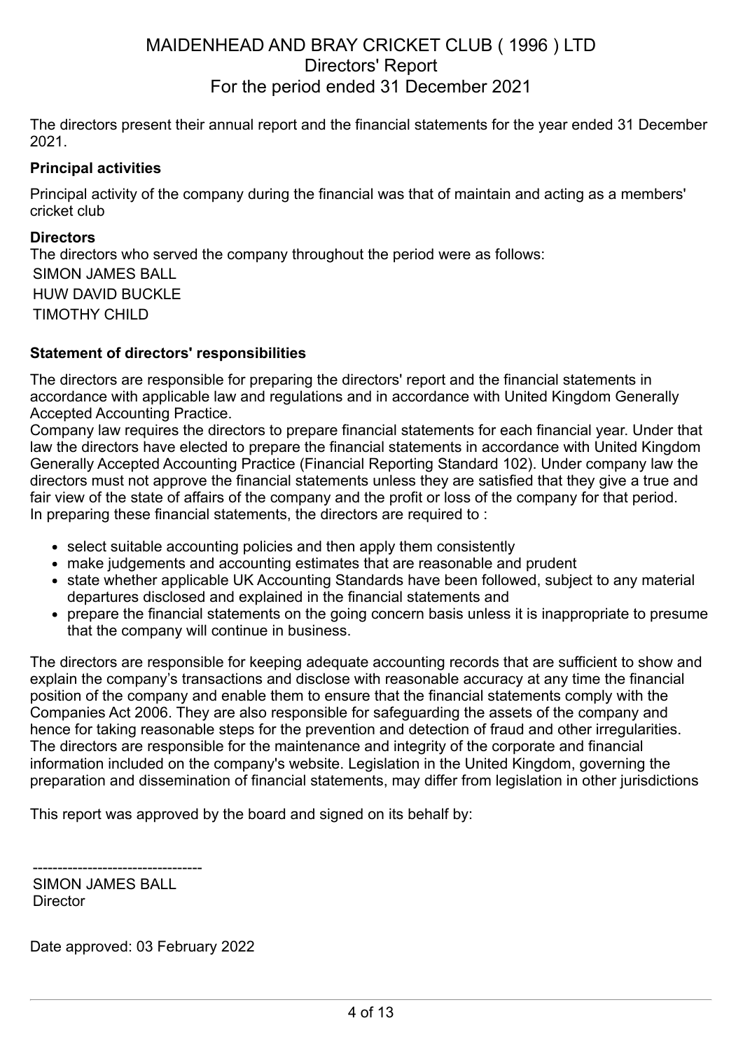# MAIDENHEAD AND BRAY CRICKET CLUB ( 1996 ) LTD
## Directors' Report
## For the period ended 31 December 2021

The directors present their annual report and the financial statements for the year ended 31 December 2021.

**Principal activities**

Principal activity of the company during the financial was that of maintain and acting as a members' cricket club

**Directors**

The directors who served the company throughout the period were as follows:

SIMON JAMES BALL
HUW DAVID BUCKLE
TIMOTHY CHILD

**Statement of directors' responsibilities**

The directors are responsible for preparing the directors' report and the financial statements in accordance with applicable law and regulations and in accordance with United Kingdom Generally Accepted Accounting Practice.

Company law requires the directors to prepare financial statements for each financial year. Under that law the directors have elected to prepare the financial statements in accordance with United Kingdom Generally Accepted Accounting Practice (Financial Reporting Standard 102). Under company law the directors must not approve the financial statements unless they are satisfied that they give a true and fair view of the state of affairs of the company and the profit or loss of the company for that period. In preparing these financial statements, the directors are required to :

- select suitable accounting policies and then apply them consistently
- make judgements and accounting estimates that are reasonable and prudent
- state whether applicable UK Accounting Standards have been followed, subject to any material departures disclosed and explained in the financial statements and
- prepare the financial statements on the going concern basis unless it is inappropriate to presume that the company will continue in business.

The directors are responsible for keeping adequate accounting records that are sufficient to show and explain the company's transactions and disclose with reasonable accuracy at any time the financial position of the company and enable them to ensure that the financial statements comply with the Companies Act 2006. They are also responsible for safeguarding the assets of the company and hence for taking reasonable steps for the prevention and detection of fraud and other irregularities. The directors are responsible for the maintenance and integrity of the corporate and financial information included on the company's website. Legislation in the United Kingdom, governing the preparation and dissemination of financial statements, may differ from legislation in other jurisdictions

This report was approved by the board and signed on its behalf by:

---------------------------------
SIMON JAMES BALL
Director

Date approved: 03 February 2022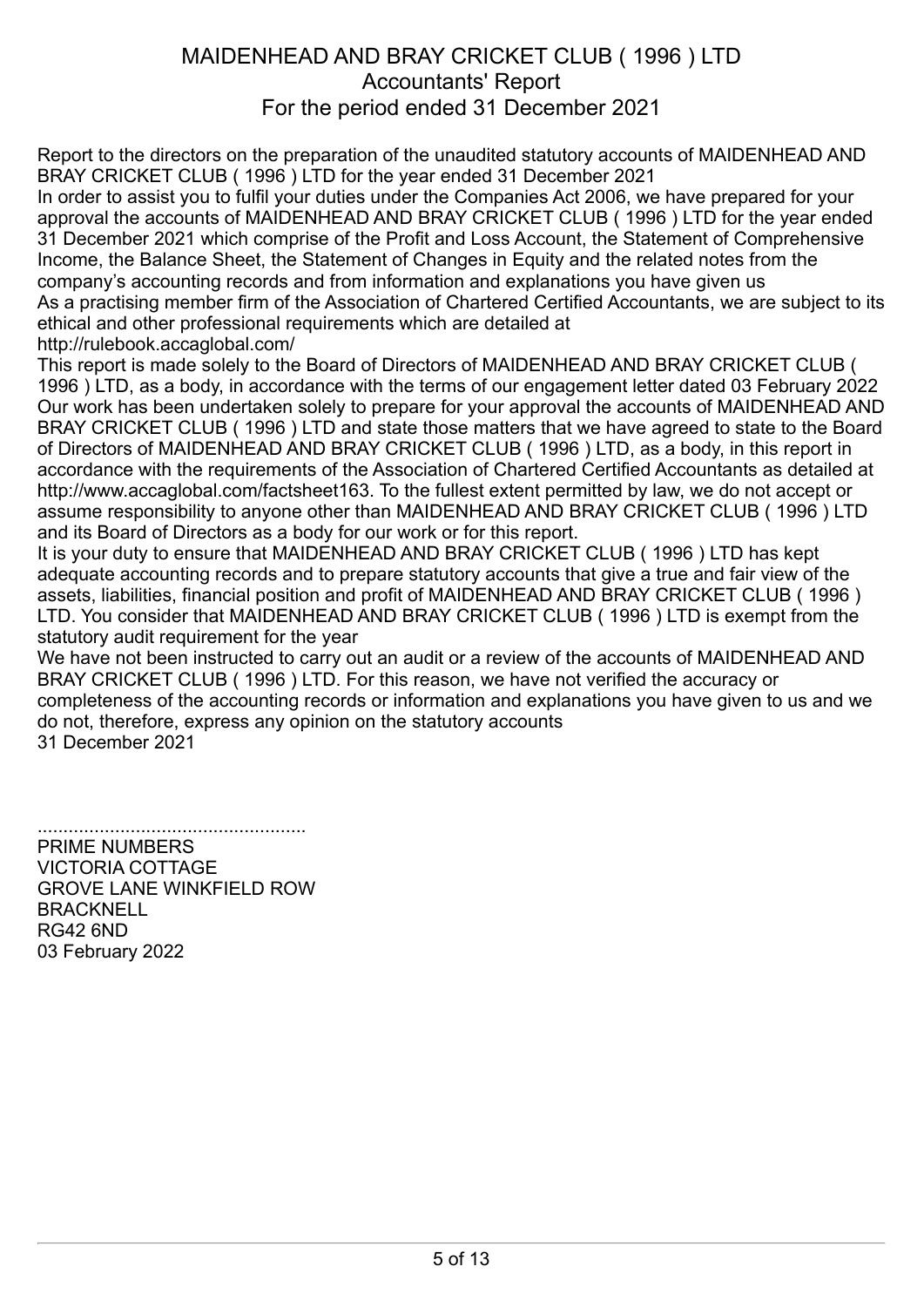# MAIDENHEAD AND BRAY CRICKET CLUB ( 1996 ) LTD
## Accountants' Report
### For the period ended 31 December 2021

Report to the directors on the preparation of the unaudited statutory accounts of MAIDENHEAD AND BRAY CRICKET CLUB ( 1996 ) LTD for the year ended 31 December 2021

In order to assist you to fulfil your duties under the Companies Act 2006, we have prepared for your approval the accounts of MAIDENHEAD AND BRAY CRICKET CLUB ( 1996 ) LTD for the year ended 31 December 2021 which comprise of the Profit and Loss Account, the Statement of Comprehensive Income, the Balance Sheet, the Statement of Changes in Equity and the related notes from the company's accounting records and from information and explanations you have given us

As a practising member firm of the Association of Chartered Certified Accountants, we are subject to its ethical and other professional requirements which are detailed at http://rulebook.accaglobal.com/

This report is made solely to the Board of Directors of MAIDENHEAD AND BRAY CRICKET CLUB ( 1996 ) LTD, as a body, in accordance with the terms of our engagement letter dated 03 February 2022 Our work has been undertaken solely to prepare for your approval the accounts of MAIDENHEAD AND BRAY CRICKET CLUB ( 1996 ) LTD and state those matters that we have agreed to state to the Board of Directors of MAIDENHEAD AND BRAY CRICKET CLUB ( 1996 ) LTD, as a body, in this report in accordance with the requirements of the Association of Chartered Certified Accountants as detailed at http://www.accaglobal.com/factsheet163. To the fullest extent permitted by law, we do not accept or assume responsibility to anyone other than MAIDENHEAD AND BRAY CRICKET CLUB ( 1996 ) LTD and its Board of Directors as a body for our work or for this report.

It is your duty to ensure that MAIDENHEAD AND BRAY CRICKET CLUB ( 1996 ) LTD has kept adequate accounting records and to prepare statutory accounts that give a true and fair view of the assets, liabilities, financial position and profit of MAIDENHEAD AND BRAY CRICKET CLUB ( 1996 ) LTD. You consider that MAIDENHEAD AND BRAY CRICKET CLUB ( 1996 ) LTD is exempt from the statutory audit requirement for the year

We have not been instructed to carry out an audit or a review of the accounts of MAIDENHEAD AND BRAY CRICKET CLUB ( 1996 ) LTD. For this reason, we have not verified the accuracy or completeness of the accounting records or information and explanations you have given to us and we do not, therefore, express any opinion on the statutory accounts

31 December 2021

....................................................

PRIME NUMBERS
VICTORIA COTTAGE
GROVE LANE WINKFIELD ROW
BRACKNELL
RG42 6ND
03 February 2022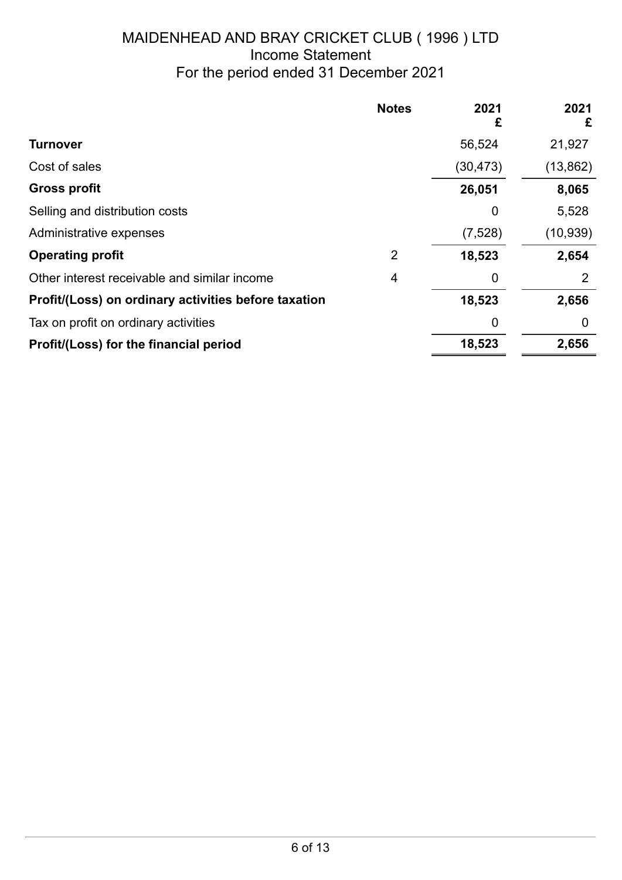# MAIDENHEAD AND BRAY CRICKET CLUB ( 1996 ) LTD

## Income Statement

## For the period ended 31 December 2021

| | Notes | 2021 £ | 2021 £ |
|---|---|---|---|
| **Turnover** | | 56,524 | 21,927 |
| Cost of sales | | (30,473) | (13,862) |
| **Gross profit** | | **26,051** | **8,065** |
| Selling and distribution costs | | 0 | 5,528 |
| Administrative expenses | | (7,528) | (10,939) |
| **Operating profit** | 2 | **18,523** | **2,654** |
| Other interest receivable and similar income | 4 | 0 | 2 |
| **Profit/(Loss) on ordinary activities before taxation** | | **18,523** | **2,656** |
| Tax on profit on ordinary activities | | 0 | 0 |
| **Profit/(Loss) for the financial period** | | **18,523** | **2,656** |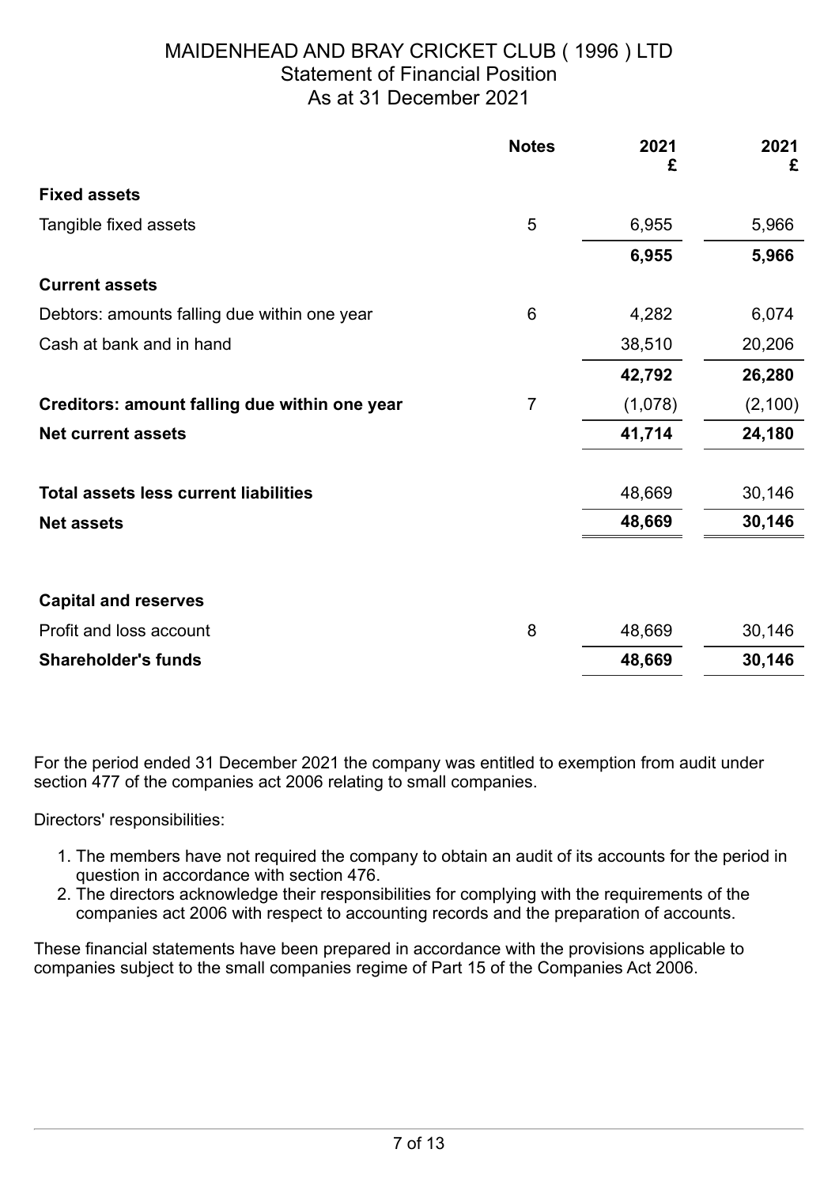# MAIDENHEAD AND BRAY CRICKET CLUB ( 1996 ) LTD

## Statement of Financial Position

### As at 31 December 2021

| | Notes | 2021<br>£ | 2021<br>£ |
|---|---|---|---|
| **Fixed assets** | | | |
| Tangible fixed assets | 5 | 6,955 | 5,966 |
| | | **6,955** | **5,966** |
| **Current assets** | | | |
| Debtors: amounts falling due within one year | 6 | 4,282 | 6,074 |
| Cash at bank and in hand | | 38,510 | 20,206 |
| | | **42,792** | **26,280** |
| **Creditors: amount falling due within one year** | 7 | (1,078) | (2,100) |
| **Net current assets** | | **41,714** | **24,180** |
| **Total assets less current liabilities** | | 48,669 | 30,146 |
| **Net assets** | | **48,669** | **30,146** |
| **Capital and reserves** | | | |
| Profit and loss account | 8 | 48,669 | 30,146 |
| **Shareholder's funds** | | **48,669** | **30,146** |

For the period ended 31 December 2021 the company was entitled to exemption from audit under section 477 of the companies act 2006 relating to small companies.

Directors' responsibilities:

1. The members have not required the company to obtain an audit of its accounts for the period in question in accordance with section 476.
2. The directors acknowledge their responsibilities for complying with the requirements of the companies act 2006 with respect to accounting records and the preparation of accounts.

These financial statements have been prepared in accordance with the provisions applicable to companies subject to the small companies regime of Part 15 of the Companies Act 2006.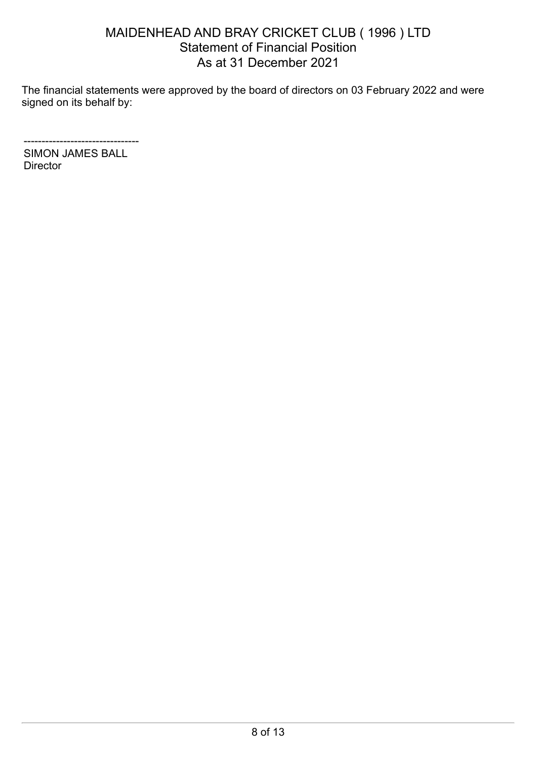# MAIDENHEAD AND BRAY CRICKET CLUB ( 1996 ) LTD
## Statement of Financial Position
## As at 31 December 2021

The financial statements were approved by the board of directors on 03 February 2022 and were signed on its behalf by:

-------------------------------
SIMON JAMES BALL
Director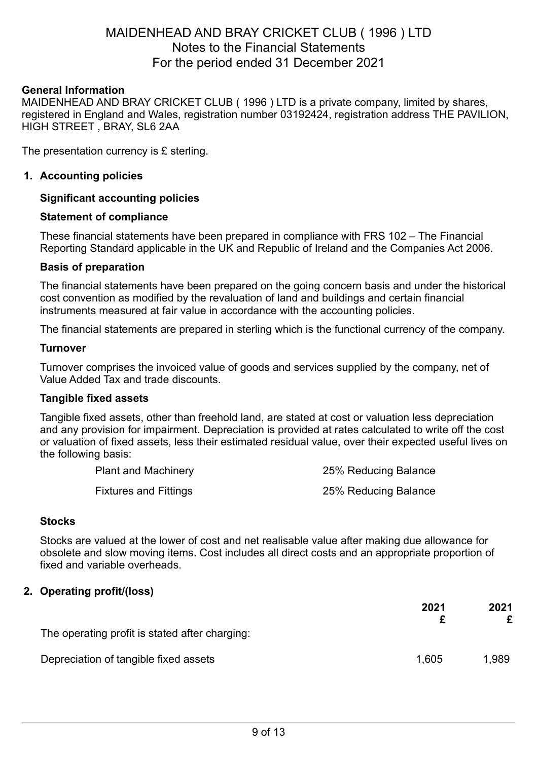# MAIDENHEAD AND BRAY CRICKET CLUB ( 1996 ) LTD
## Notes to the Financial Statements
## For the period ended 31 December 2021

**General Information**

MAIDENHEAD AND BRAY CRICKET CLUB ( 1996 ) LTD is a private company, limited by shares, registered in England and Wales, registration number 03192424, registration address THE PAVILION, HIGH STREET , BRAY, SL6 2AA

The presentation currency is £ sterling.

### 1. Accounting policies

**Significant accounting policies**

**Statement of compliance**

These financial statements have been prepared in compliance with FRS 102 – The Financial Reporting Standard applicable in the UK and Republic of Ireland and the Companies Act 2006.

**Basis of preparation**

The financial statements have been prepared on the going concern basis and under the historical cost convention as modified by the revaluation of land and buildings and certain financial instruments measured at fair value in accordance with the accounting policies.

The financial statements are prepared in sterling which is the functional currency of the company.

**Turnover**

Turnover comprises the invoiced value of goods and services supplied by the company, net of Value Added Tax and trade discounts.

**Tangible fixed assets**

Tangible fixed assets, other than freehold land, are stated at cost or valuation less depreciation and any provision for impairment. Depreciation is provided at rates calculated to write off the cost or valuation of fixed assets, less their estimated residual value, over their expected useful lives on the following basis:

| | |
|---|---|
| Plant and Machinery | 25% Reducing Balance |
| Fixtures and Fittings | 25% Reducing Balance |

**Stocks**

Stocks are valued at the lower of cost and net realisable value after making due allowance for obsolete and slow moving items. Cost includes all direct costs and an appropriate proportion of fixed and variable overheads.

### 2. Operating profit/(loss)

| | 2021<br>£ | 2021<br>£ |
|---|---|---|
| The operating profit is stated after charging: | | |
| Depreciation of tangible fixed assets | 1,605 | 1,989 |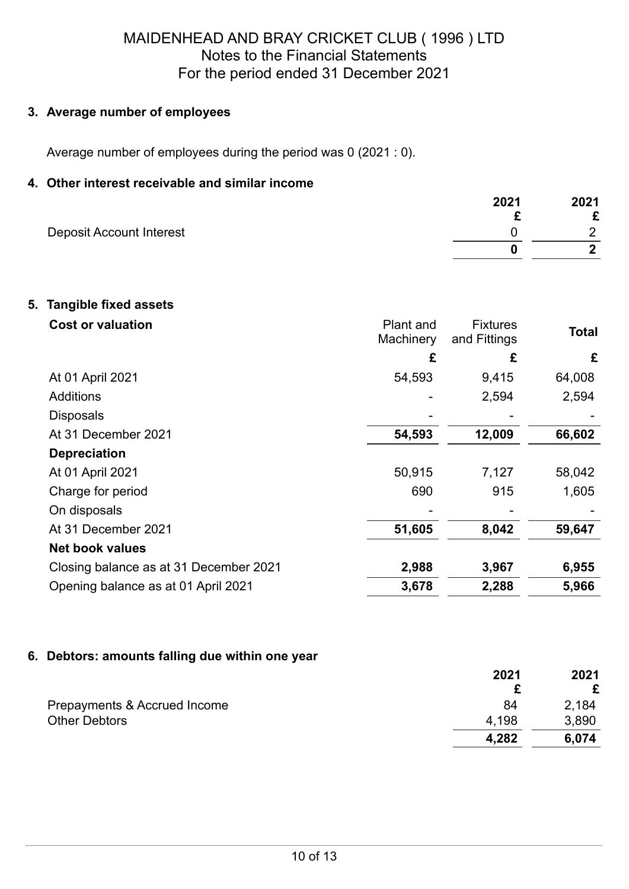# MAIDENHEAD AND BRAY CRICKET CLUB ( 1996 ) LTD
## Notes to the Financial Statements
## For the period ended 31 December 2021

### 3. Average number of employees

Average number of employees during the period was 0 (2021 : 0).

### 4. Other interest receivable and similar income

| | 2021 £ | 2021 £ |
|---|---|---|
| Deposit Account Interest | 0 | 2 |
| | **0** | **2** |

### 5. Tangible fixed assets

| **Cost or valuation** | Plant and Machinery | Fixtures and Fittings | **Total** |
|---|---|---|---|
| | **£** | **£** | **£** |
| At 01 April 2021 | 54,593 | 9,415 | 64,008 |
| Additions | - | 2,594 | 2,594 |
| Disposals | - | - | - |
| At 31 December 2021 | **54,593** | **12,009** | **66,602** |
| **Depreciation** | | | |
| At 01 April 2021 | 50,915 | 7,127 | 58,042 |
| Charge for period | 690 | 915 | 1,605 |
| On disposals | - | - | - |
| At 31 December 2021 | **51,605** | **8,042** | **59,647** |
| **Net book values** | | | |
| Closing balance as at 31 December 2021 | **2,988** | **3,967** | **6,955** |
| Opening balance as at 01 April 2021 | **3,678** | **2,288** | **5,966** |

### 6. Debtors: amounts falling due within one year

| | 2021 £ | 2021 £ |
|---|---|---|
| Prepayments & Accrued Income | 84 | 2,184 |
| Other Debtors | 4,198 | 3,890 |
| | **4,282** | **6,074** |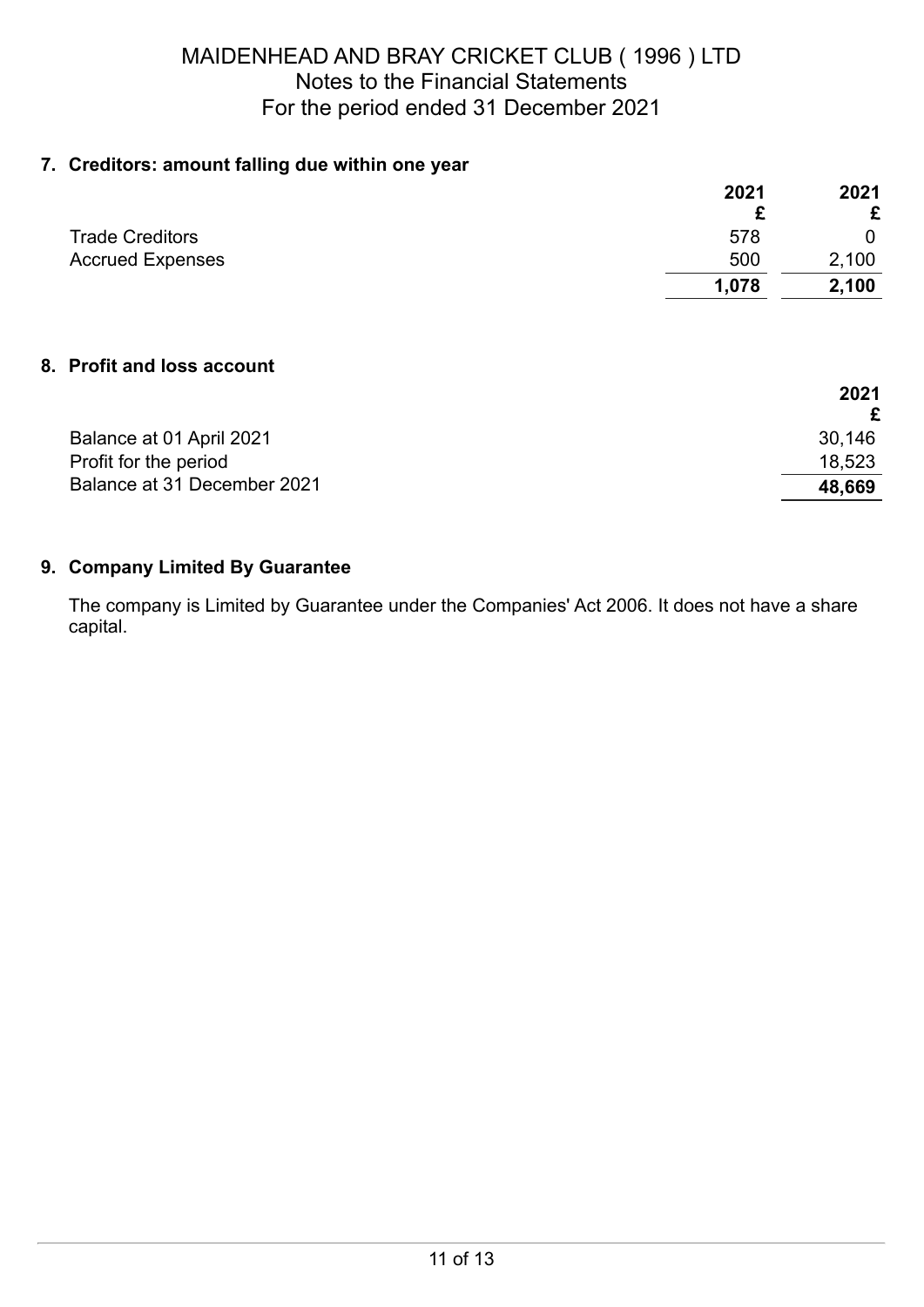# MAIDENHEAD AND BRAY CRICKET CLUB ( 1996 ) LTD
## Notes to the Financial Statements
## For the period ended 31 December 2021

### 7. Creditors: amount falling due within one year

| | 2021<br>£ | 2021<br>£ |
|---|---|---|
| Trade Creditors | 578 | 0 |
| Accrued Expenses | 500 | 2,100 |
| | **1,078** | **2,100** |

### 8. Profit and loss account

| | 2021<br>£ |
|---|---|
| Balance at 01 April 2021 | 30,146 |
| Profit for the period | 18,523 |
| Balance at 31 December 2021 | **48,669** |

### 9. Company Limited By Guarantee

The company is Limited by Guarantee under the Companies' Act 2006. It does not have a share capital.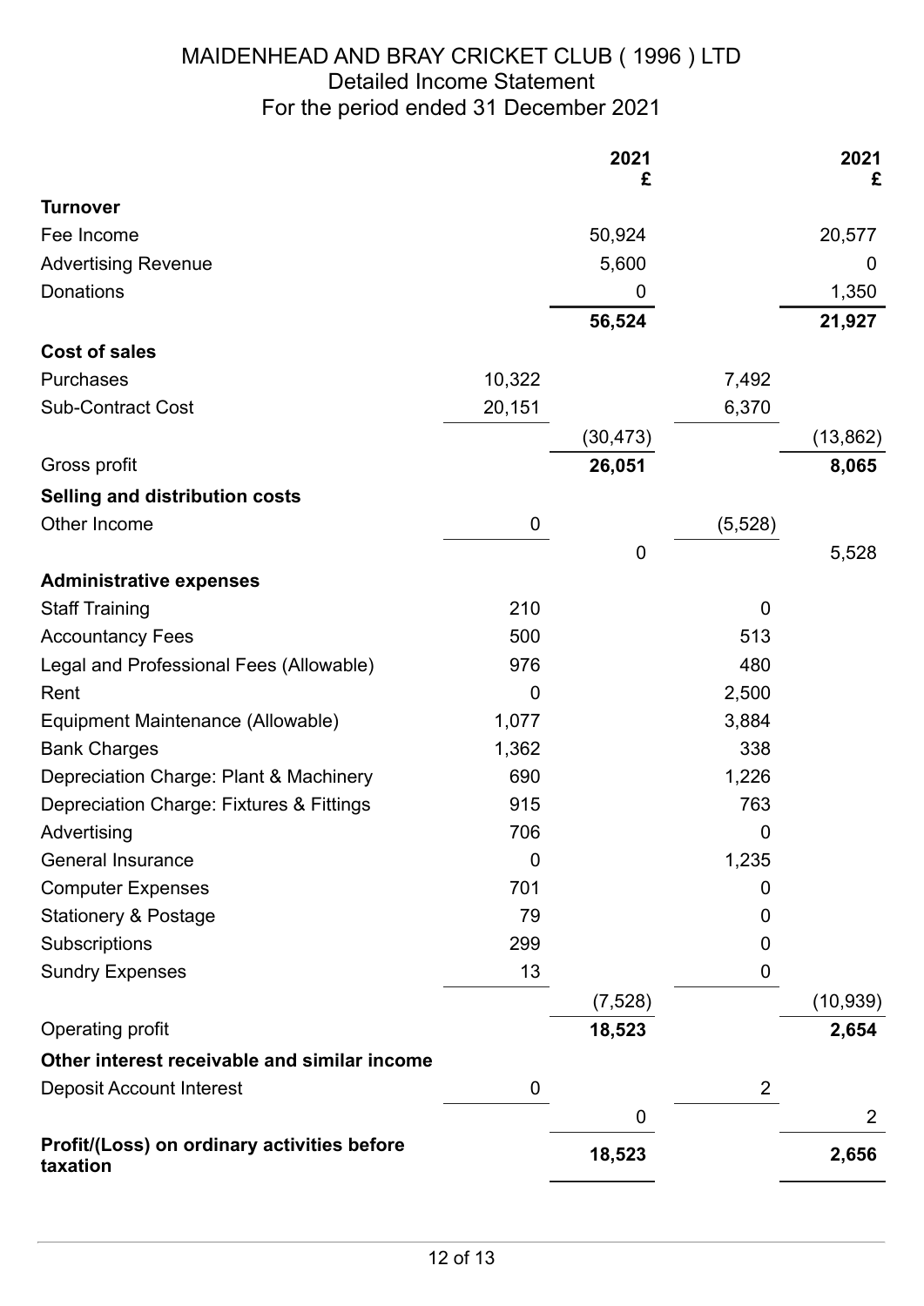# MAIDENHEAD AND BRAY CRICKET CLUB ( 1996 ) LTD

## Detailed Income Statement

## For the period ended 31 December 2021

| | | 2021 £ | | 2021 £ |
|---|---|---|---|---|
| **Turnover** | | | | |
| Fee Income | | 50,924 | | 20,577 |
| Advertising Revenue | | 5,600 | | 0 |
| Donations | | 0 | | 1,350 |
| | | **56,524** | | **21,927** |
| **Cost of sales** | | | | |
| Purchases | 10,322 | | 7,492 | |
| Sub-Contract Cost | 20,151 | | 6,370 | |
| | | (30,473) | | (13,862) |
| Gross profit | | **26,051** | | **8,065** |
| **Selling and distribution costs** | | | | |
| Other Income | 0 | | (5,528) | |
| | | 0 | | 5,528 |
| **Administrative expenses** | | | | |
| Staff Training | 210 | | 0 | |
| Accountancy Fees | 500 | | 513 | |
| Legal and Professional Fees (Allowable) | 976 | | 480 | |
| Rent | 0 | | 2,500 | |
| Equipment Maintenance (Allowable) | 1,077 | | 3,884 | |
| Bank Charges | 1,362 | | 338 | |
| Depreciation Charge: Plant & Machinery | 690 | | 1,226 | |
| Depreciation Charge: Fixtures & Fittings | 915 | | 763 | |
| Advertising | 706 | | 0 | |
| General Insurance | 0 | | 1,235 | |
| Computer Expenses | 701 | | 0 | |
| Stationery & Postage | 79 | | 0 | |
| Subscriptions | 299 | | 0 | |
| Sundry Expenses | 13 | | 0 | |
| | | (7,528) | | (10,939) |
| Operating profit | | **18,523** | | **2,654** |
| **Other interest receivable and similar income** | | | | |
| Deposit Account Interest | 0 | | 2 | |
| | | 0 | | 2 |
| **Profit/(Loss) on ordinary activities before taxation** | | **18,523** | | **2,656** |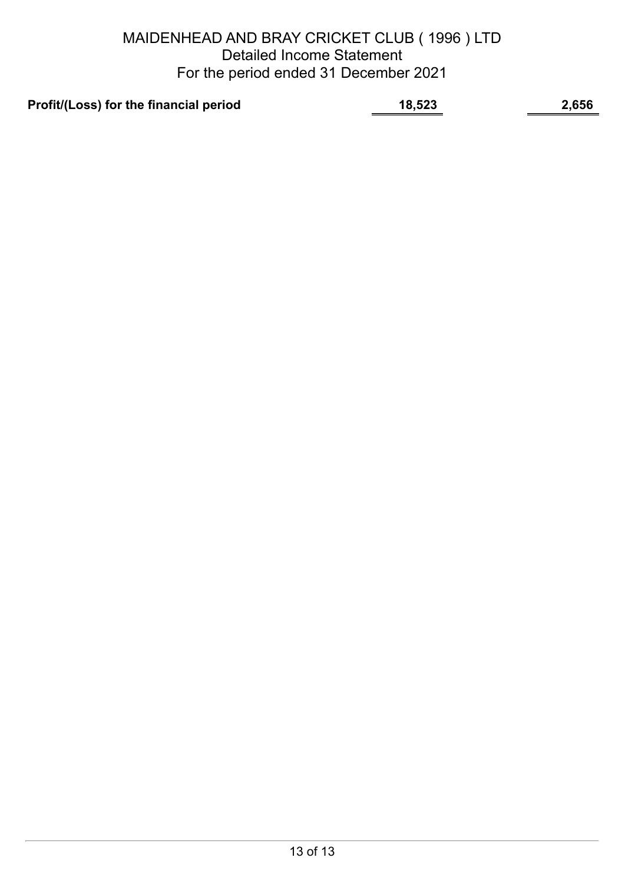# MAIDENHEAD AND BRAY CRICKET CLUB ( 1996 ) LTD

## Detailed Income Statement

## For the period ended 31 December 2021

| | | |
|---|---|---|
| **Profit/(Loss) for the financial period** | **18,523** | **2,656** |